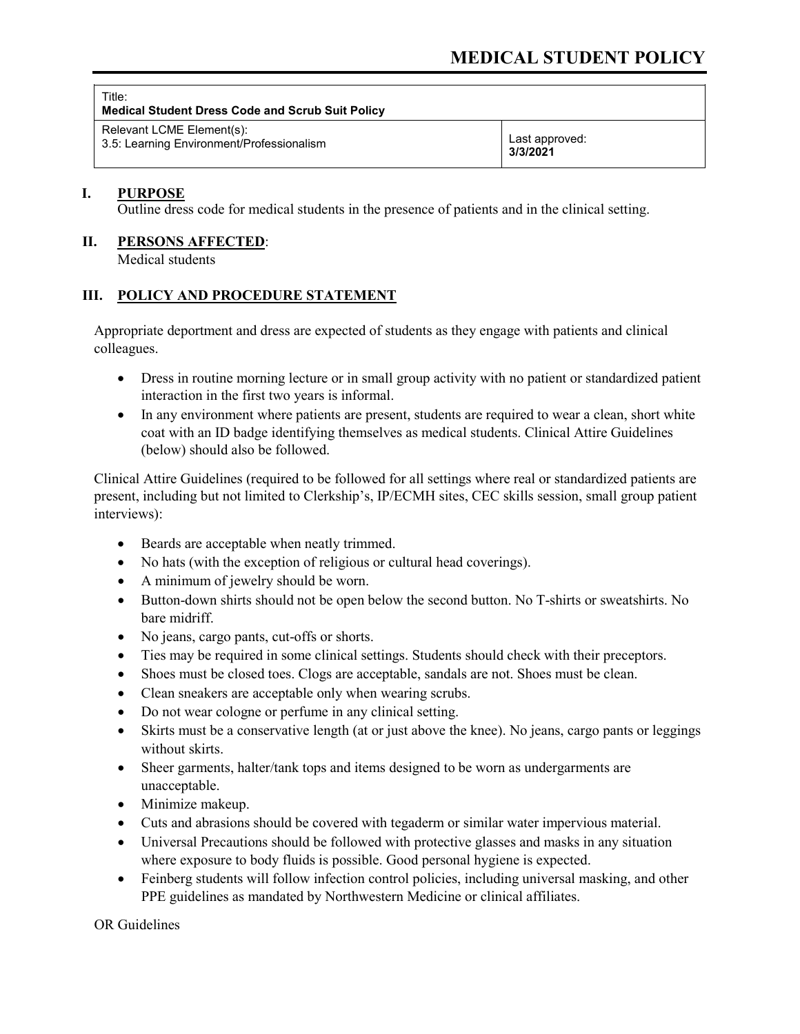# MEDICAL STUDENT POLICY

| Title: **Medical Student Dress Code and Scrub Suit Policy** | |
|---|---|
| Relevant LCME Element(s): 3.5: Learning Environment/Professionalism | Last approved: **3/3/2021** |

## I. PURPOSE

Outline dress code for medical students in the presence of patients and in the clinical setting.

## II. PERSONS AFFECTED:

Medical students

## III. POLICY AND PROCEDURE STATEMENT

Appropriate deportment and dress are expected of students as they engage with patients and clinical colleagues.

- Dress in routine morning lecture or in small group activity with no patient or standardized patient interaction in the first two years is informal.
- In any environment where patients are present, students are required to wear a clean, short white coat with an ID badge identifying themselves as medical students. Clinical Attire Guidelines (below) should also be followed.

Clinical Attire Guidelines (required to be followed for all settings where real or standardized patients are present, including but not limited to Clerkship's, IP/ECMH sites, CEC skills session, small group patient interviews):

- Beards are acceptable when neatly trimmed.
- No hats (with the exception of religious or cultural head coverings).
- A minimum of jewelry should be worn.
- Button-down shirts should not be open below the second button. No T-shirts or sweatshirts. No bare midriff.
- No jeans, cargo pants, cut-offs or shorts.
- Ties may be required in some clinical settings. Students should check with their preceptors.
- Shoes must be closed toes. Clogs are acceptable, sandals are not. Shoes must be clean.
- Clean sneakers are acceptable only when wearing scrubs.
- Do not wear cologne or perfume in any clinical setting.
- Skirts must be a conservative length (at or just above the knee). No jeans, cargo pants or leggings without skirts.
- Sheer garments, halter/tank tops and items designed to be worn as undergarments are unacceptable.
- Minimize makeup.
- Cuts and abrasions should be covered with tegaderm or similar water impervious material.
- Universal Precautions should be followed with protective glasses and masks in any situation where exposure to body fluids is possible. Good personal hygiene is expected.
- Feinberg students will follow infection control policies, including universal masking, and other PPE guidelines as mandated by Northwestern Medicine or clinical affiliates.

OR Guidelines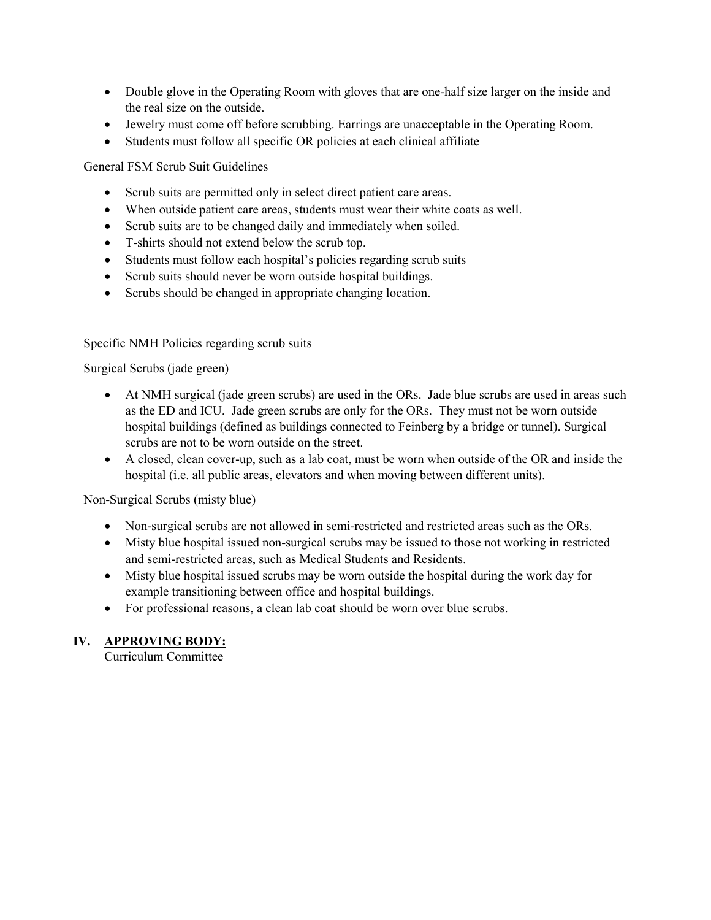- Double glove in the Operating Room with gloves that are one-half size larger on the inside and the real size on the outside.
- Jewelry must come off before scrubbing. Earrings are unacceptable in the Operating Room.
- Students must follow all specific OR policies at each clinical affiliate

General FSM Scrub Suit Guidelines

- Scrub suits are permitted only in select direct patient care areas.
- When outside patient care areas, students must wear their white coats as well.
- Scrub suits are to be changed daily and immediately when soiled.
- T-shirts should not extend below the scrub top.
- Students must follow each hospital's policies regarding scrub suits
- Scrub suits should never be worn outside hospital buildings.
- Scrubs should be changed in appropriate changing location.

Specific NMH Policies regarding scrub suits

Surgical Scrubs (jade green)

- At NMH surgical (jade green scrubs) are used in the ORs. Jade blue scrubs are used in areas such as the ED and ICU. Jade green scrubs are only for the ORs. They must not be worn outside hospital buildings (defined as buildings connected to Feinberg by a bridge or tunnel). Surgical scrubs are not to be worn outside on the street.
- A closed, clean cover-up, such as a lab coat, must be worn when outside of the OR and inside the hospital (i.e. all public areas, elevators and when moving between different units).

Non-Surgical Scrubs (misty blue)

- Non-surgical scrubs are not allowed in semi-restricted and restricted areas such as the ORs.
- Misty blue hospital issued non-surgical scrubs may be issued to those not working in restricted and semi-restricted areas, such as Medical Students and Residents.
- Misty blue hospital issued scrubs may be worn outside the hospital during the work day for example transitioning between office and hospital buildings.
- For professional reasons, a clean lab coat should be worn over blue scrubs.

## IV. APPROVING BODY:

Curriculum Committee